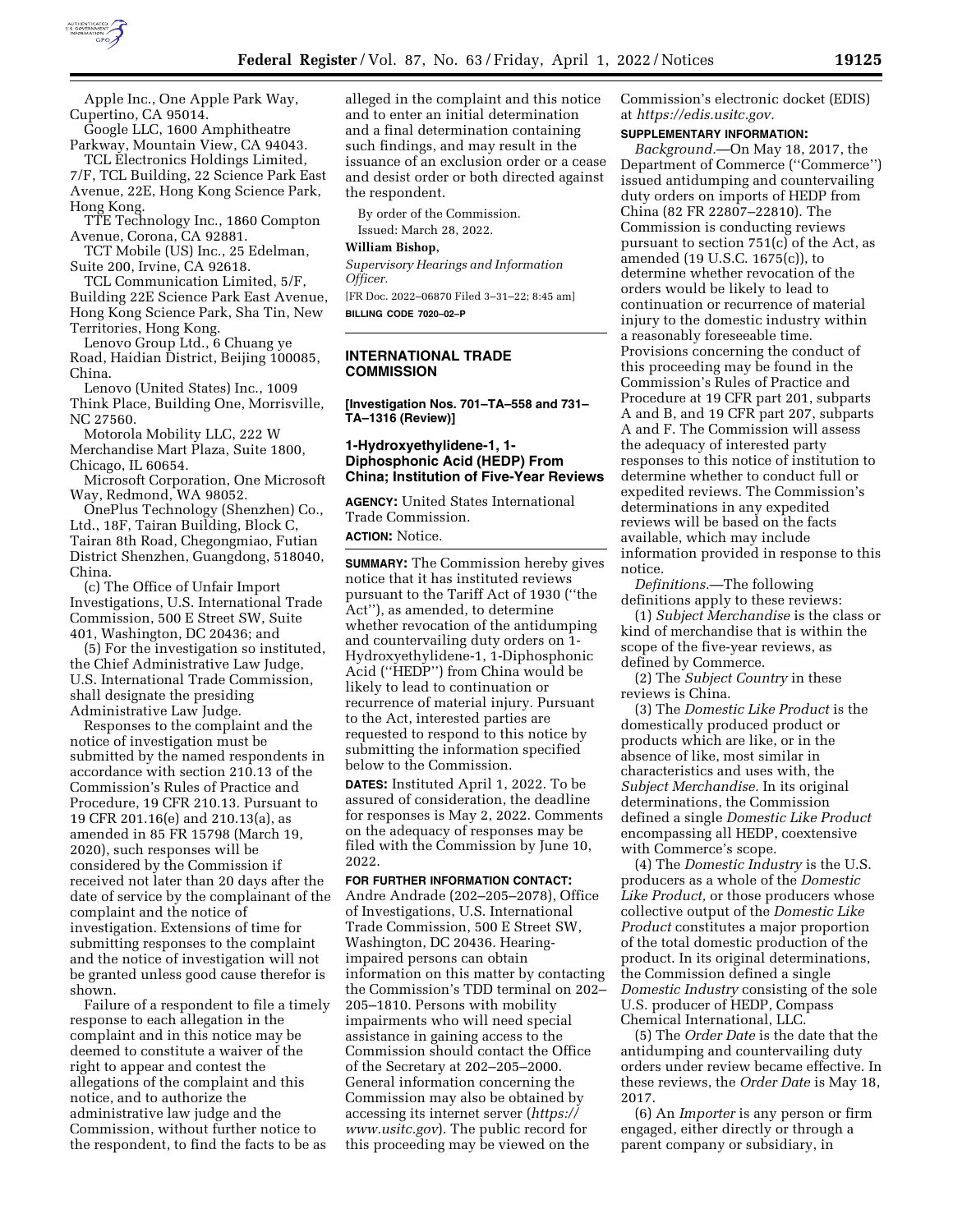Apple Inc., One Apple Park Way, Cupertino, CA 95014.

Google LLC, 1600 Amphitheatre Parkway, Mountain View, CA 94043.

TCL Electronics Holdings Limited, 7/F, TCL Building, 22 Science Park East Avenue, 22E, Hong Kong Science Park, Hong Kong.

TTE Technology Inc., 1860 Compton Avenue, Corona, CA 92881.

TCT Mobile (US) Inc., 25 Edelman, Suite 200, Irvine, CA 92618.

TCL Communication Limited, 5/F, Building 22E Science Park East Avenue, Hong Kong Science Park, Sha Tin, New Territories, Hong Kong.

Lenovo Group Ltd., 6 Chuang ye Road, Haidian District, Beijing 100085, China.

Lenovo (United States) Inc., 1009 Think Place, Building One, Morrisville, NC 27560.

Motorola Mobility LLC, 222 W Merchandise Mart Plaza, Suite 1800, Chicago, IL 60654.

Microsoft Corporation, One Microsoft Way, Redmond, WA 98052.

OnePlus Technology (Shenzhen) Co., Ltd., 18F, Tairan Building, Block C, Tairan 8th Road, Chegongmiao, Futian District Shenzhen, Guangdong, 518040, China.

(c) The Office of Unfair Import Investigations, U.S. International Trade Commission, 500 E Street SW, Suite 401, Washington, DC 20436; and

(5) For the investigation so instituted, the Chief Administrative Law Judge, U.S. International Trade Commission, shall designate the presiding Administrative Law Judge.

Responses to the complaint and the notice of investigation must be submitted by the named respondents in accordance with section 210.13 of the Commission's Rules of Practice and Procedure, 19 CFR 210.13. Pursuant to 19 CFR 201.16(e) and 210.13(a), as amended in 85 FR 15798 (March 19, 2020), such responses will be considered by the Commission if received not later than 20 days after the date of service by the complainant of the complaint and the notice of investigation. Extensions of time for submitting responses to the complaint and the notice of investigation will not be granted unless good cause therefor is shown.

Failure of a respondent to file a timely response to each allegation in the complaint and in this notice may be deemed to constitute a waiver of the right to appear and contest the allegations of the complaint and this notice, and to authorize the administrative law judge and the Commission, without further notice to the respondent, to find the facts to be as alleged in the complaint and this notice and to enter an initial determination and a final determination containing such findings, and may result in the issuance of an exclusion order or a cease and desist order or both directed against the respondent.

By order of the Commission.

Issued: March 28, 2022.

**William Bishop,**

*Supervisory Hearings and Information Officer.*

[FR Doc. 2022–06870 Filed 3–31–22; 8:45 am]

**BILLING CODE 7020–02–P**

## INTERNATIONAL TRADE COMMISSION

**[Investigation Nos. 701–TA–558 and 731–TA–1316 (Review)]**

### 1-Hydroxyethylidene-1, 1-Diphosphonic Acid (HEDP) From China; Institution of Five-Year Reviews

**AGENCY:** United States International Trade Commission.

**ACTION:** Notice.

**SUMMARY:** The Commission hereby gives notice that it has instituted reviews pursuant to the Tariff Act of 1930 (''the Act''), as amended, to determine whether revocation of the antidumping and countervailing duty orders on 1-Hydroxyethylidene-1, 1-Diphosphonic Acid (''HEDP'') from China would be likely to lead to continuation or recurrence of material injury. Pursuant to the Act, interested parties are requested to respond to this notice by submitting the information specified below to the Commission.

**DATES:** Instituted April 1, 2022. To be assured of consideration, the deadline for responses is May 2, 2022. Comments on the adequacy of responses may be filed with the Commission by June 10, 2022.

**FOR FURTHER INFORMATION CONTACT:** Andre Andrade (202–205–2078), Office of Investigations, U.S. International Trade Commission, 500 E Street SW, Washington, DC 20436. Hearing-impaired persons can obtain information on this matter by contacting the Commission's TDD terminal on 202–205–1810. Persons with mobility impairments who will need special assistance in gaining access to the Commission should contact the Office of the Secretary at 202–205–2000. General information concerning the Commission may also be obtained by accessing its internet server (*https://www.usitc.gov*). The public record for this proceeding may be viewed on the Commission's electronic docket (EDIS) at *https://edis.usitc.gov.*

**SUPPLEMENTARY INFORMATION:**

*Background.*—On May 18, 2017, the Department of Commerce (''Commerce'') issued antidumping and countervailing duty orders on imports of HEDP from China (82 FR 22807–22810). The Commission is conducting reviews pursuant to section 751(c) of the Act, as amended (19 U.S.C. 1675(c)), to determine whether revocation of the orders would be likely to lead to continuation or recurrence of material injury to the domestic industry within a reasonably foreseeable time. Provisions concerning the conduct of this proceeding may be found in the Commission's Rules of Practice and Procedure at 19 CFR part 201, subparts A and B, and 19 CFR part 207, subparts A and F. The Commission will assess the adequacy of interested party responses to this notice of institution to determine whether to conduct full or expedited reviews. The Commission's determinations in any expedited reviews will be based on the facts available, which may include information provided in response to this notice.

*Definitions.*—The following definitions apply to these reviews:

(1) *Subject Merchandise* is the class or kind of merchandise that is within the scope of the five-year reviews, as defined by Commerce.

(2) The *Subject Country* in these reviews is China.

(3) The *Domestic Like Product* is the domestically produced product or products which are like, or in the absence of like, most similar in characteristics and uses with, the *Subject Merchandise.* In its original determinations, the Commission defined a single *Domestic Like Product* encompassing all HEDP, coextensive with Commerce's scope.

(4) The *Domestic Industry* is the U.S. producers as a whole of the *Domestic Like Product,* or those producers whose collective output of the *Domestic Like Product* constitutes a major proportion of the total domestic production of the product. In its original determinations, the Commission defined a single *Domestic Industry* consisting of the sole U.S. producer of HEDP, Compass Chemical International, LLC.

(5) The *Order Date* is the date that the antidumping and countervailing duty orders under review became effective. In these reviews, the *Order Date* is May 18, 2017.

(6) An *Importer* is any person or firm engaged, either directly or through a parent company or subsidiary, in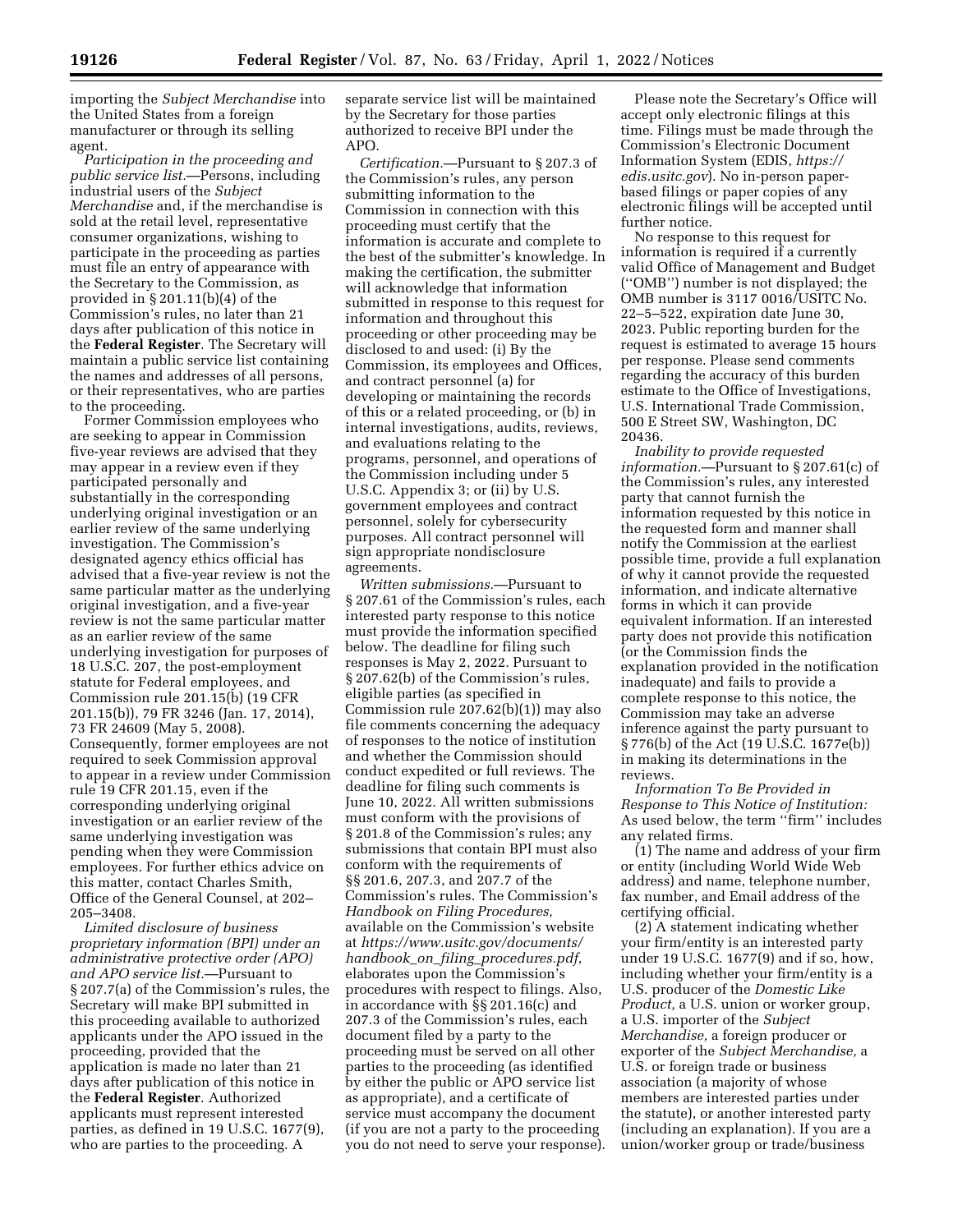importing the *Subject Merchandise* into the United States from a foreign manufacturer or through its selling agent.

*Participation in the proceeding and public service list.*—Persons, including industrial users of the *Subject Merchandise* and, if the merchandise is sold at the retail level, representative consumer organizations, wishing to participate in the proceeding as parties must file an entry of appearance with the Secretary to the Commission, as provided in § 201.11(b)(4) of the Commission's rules, no later than 21 days after publication of this notice in the **Federal Register**. The Secretary will maintain a public service list containing the names and addresses of all persons, or their representatives, who are parties to the proceeding.

Former Commission employees who are seeking to appear in Commission five-year reviews are advised that they may appear in a review even if they participated personally and substantially in the corresponding underlying original investigation or an earlier review of the same underlying investigation. The Commission's designated agency ethics official has advised that a five-year review is not the same particular matter as the underlying original investigation, and a five-year review is not the same particular matter as an earlier review of the same underlying investigation for purposes of 18 U.S.C. 207, the post-employment statute for Federal employees, and Commission rule 201.15(b) (19 CFR 201.15(b)), 79 FR 3246 (Jan. 17, 2014), 73 FR 24609 (May 5, 2008). Consequently, former employees are not required to seek Commission approval to appear in a review under Commission rule 19 CFR 201.15, even if the corresponding underlying original investigation or an earlier review of the same underlying investigation was pending when they were Commission employees. For further ethics advice on this matter, contact Charles Smith, Office of the General Counsel, at 202–205–3408.

*Limited disclosure of business proprietary information (BPI) under an administrative protective order (APO) and APO service list.*—Pursuant to § 207.7(a) of the Commission's rules, the Secretary will make BPI submitted in this proceeding available to authorized applicants under the APO issued in the proceeding, provided that the application is made no later than 21 days after publication of this notice in the **Federal Register**. Authorized applicants must represent interested parties, as defined in 19 U.S.C. 1677(9), who are parties to the proceeding. A separate service list will be maintained by the Secretary for those parties authorized to receive BPI under the APO.

*Certification.*—Pursuant to § 207.3 of the Commission's rules, any person submitting information to the Commission in connection with this proceeding must certify that the information is accurate and complete to the best of the submitter's knowledge. In making the certification, the submitter will acknowledge that information submitted in response to this request for information and throughout this proceeding or other proceeding may be disclosed to and used: (i) By the Commission, its employees and Offices, and contract personnel (a) for developing or maintaining the records of this or a related proceeding, or (b) in internal investigations, audits, reviews, and evaluations relating to the programs, personnel, and operations of the Commission including under 5 U.S.C. Appendix 3; or (ii) by U.S. government employees and contract personnel, solely for cybersecurity purposes. All contract personnel will sign appropriate nondisclosure agreements.

*Written submissions.*—Pursuant to § 207.61 of the Commission's rules, each interested party response to this notice must provide the information specified below. The deadline for filing such responses is May 2, 2022. Pursuant to § 207.62(b) of the Commission's rules, eligible parties (as specified in Commission rule 207.62(b)(1)) may also file comments concerning the adequacy of responses to the notice of institution and whether the Commission should conduct expedited or full reviews. The deadline for filing such comments is June 10, 2022. All written submissions must conform with the provisions of § 201.8 of the Commission's rules; any submissions that contain BPI must also conform with the requirements of §§ 201.6, 207.3, and 207.7 of the Commission's rules. The Commission's *Handbook on Filing Procedures,* available on the Commission's website at *https://www.usitc.gov/documents/handbook_on_filing_procedures.pdf*, elaborates upon the Commission's procedures with respect to filings. Also, in accordance with §§ 201.16(c) and 207.3 of the Commission's rules, each document filed by a party to the proceeding must be served on all other parties to the proceeding (as identified by either the public or APO service list as appropriate), and a certificate of service must accompany the document (if you are not a party to the proceeding you do not need to serve your response).

Please note the Secretary's Office will accept only electronic filings at this time. Filings must be made through the Commission's Electronic Document Information System (EDIS, *https://edis.usitc.gov*). No in-person paper-based filings or paper copies of any electronic filings will be accepted until further notice.

No response to this request for information is required if a currently valid Office of Management and Budget ("OMB") number is not displayed; the OMB number is 3117 0016/USITC No. 22–5–522, expiration date June 30, 2023. Public reporting burden for the request is estimated to average 15 hours per response. Please send comments regarding the accuracy of this burden estimate to the Office of Investigations, U.S. International Trade Commission, 500 E Street SW, Washington, DC 20436.

*Inability to provide requested information.*—Pursuant to § 207.61(c) of the Commission's rules, any interested party that cannot furnish the information requested by this notice in the requested form and manner shall notify the Commission at the earliest possible time, provide a full explanation of why it cannot provide the requested information, and indicate alternative forms in which it can provide equivalent information. If an interested party does not provide this notification (or the Commission finds the explanation provided in the notification inadequate) and fails to provide a complete response to this notice, the Commission may take an adverse inference against the party pursuant to § 776(b) of the Act (19 U.S.C. 1677e(b)) in making its determinations in the reviews.

*Information To Be Provided in Response to This Notice of Institution:* As used below, the term "firm" includes any related firms.

(1) The name and address of your firm or entity (including World Wide Web address) and name, telephone number, fax number, and Email address of the certifying official.

(2) A statement indicating whether your firm/entity is an interested party under 19 U.S.C. 1677(9) and if so, how, including whether your firm/entity is a U.S. producer of the *Domestic Like Product,* a U.S. union or worker group, a U.S. importer of the *Subject Merchandise,* a foreign producer or exporter of the *Subject Merchandise,* a U.S. or foreign trade or business association (a majority of whose members are interested parties under the statute), or another interested party (including an explanation). If you are a union/worker group or trade/business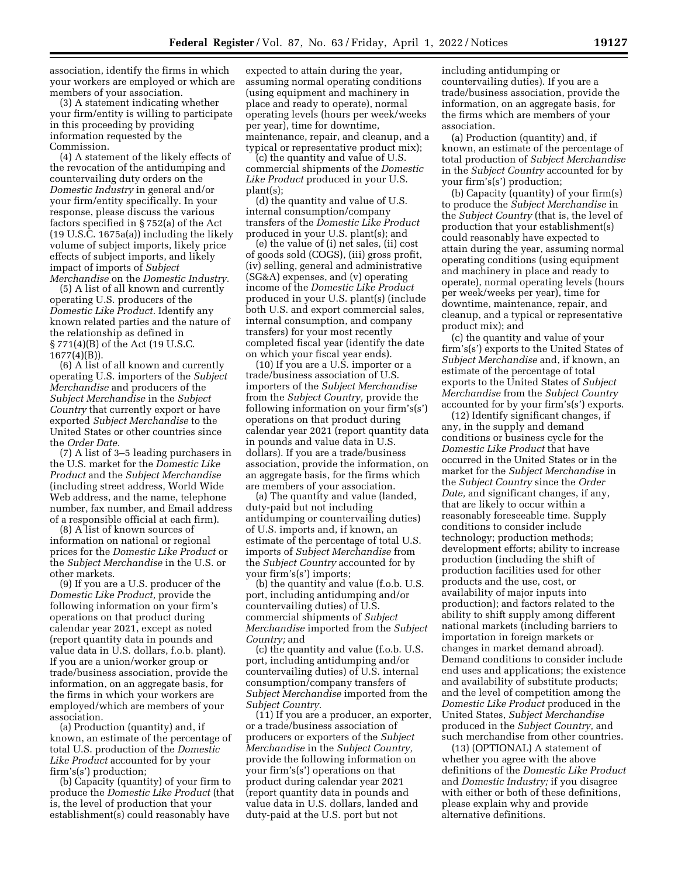association, identify the firms in which your workers are employed or which are members of your association.

(3) A statement indicating whether your firm/entity is willing to participate in this proceeding by providing information requested by the Commission.

(4) A statement of the likely effects of the revocation of the antidumping and countervailing duty orders on the *Domestic Industry* in general and/or your firm/entity specifically. In your response, please discuss the various factors specified in § 752(a) of the Act (19 U.S.C. 1675a(a)) including the likely volume of subject imports, likely price effects of subject imports, and likely impact of imports of *Subject Merchandise* on the *Domestic Industry.*

(5) A list of all known and currently operating U.S. producers of the *Domestic Like Product.* Identify any known related parties and the nature of the relationship as defined in § 771(4)(B) of the Act (19 U.S.C. 1677(4)(B)).

(6) A list of all known and currently operating U.S. importers of the *Subject Merchandise* and producers of the *Subject Merchandise* in the *Subject Country* that currently export or have exported *Subject Merchandise* to the United States or other countries since the *Order Date.*

(7) A list of 3–5 leading purchasers in the U.S. market for the *Domestic Like Product* and the *Subject Merchandise* (including street address, World Wide Web address, and the name, telephone number, fax number, and Email address of a responsible official at each firm).

(8) A list of known sources of information on national or regional prices for the *Domestic Like Product* or the *Subject Merchandise* in the U.S. or other markets.

(9) If you are a U.S. producer of the *Domestic Like Product,* provide the following information on your firm's operations on that product during calendar year 2021, except as noted (report quantity data in pounds and value data in U.S. dollars, f.o.b. plant). If you are a union/worker group or trade/business association, provide the information, on an aggregate basis, for the firms in which your workers are employed/which are members of your association.

(a) Production (quantity) and, if known, an estimate of the percentage of total U.S. production of the *Domestic Like Product* accounted for by your firm's(s') production;

(b) Capacity (quantity) of your firm to produce the *Domestic Like Product* (that is, the level of production that your establishment(s) could reasonably have expected to attain during the year, assuming normal operating conditions (using equipment and machinery in place and ready to operate), normal operating levels (hours per week/weeks per year), time for downtime, maintenance, repair, and cleanup, and a typical or representative product mix);

(c) the quantity and value of U.S. commercial shipments of the *Domestic Like Product* produced in your U.S. plant(s);

(d) the quantity and value of U.S. internal consumption/company transfers of the *Domestic Like Product* produced in your U.S. plant(s); and

(e) the value of (i) net sales, (ii) cost of goods sold (COGS), (iii) gross profit, (iv) selling, general and administrative (SG&A) expenses, and (v) operating income of the *Domestic Like Product* produced in your U.S. plant(s) (include both U.S. and export commercial sales, internal consumption, and company transfers) for your most recently completed fiscal year (identify the date on which your fiscal year ends).

(10) If you are a U.S. importer or a trade/business association of U.S. importers of the *Subject Merchandise* from the *Subject Country,* provide the following information on your firm's(s') operations on that product during calendar year 2021 (report quantity data in pounds and value data in U.S. dollars). If you are a trade/business association, provide the information, on an aggregate basis, for the firms which are members of your association.

(a) The quantity and value (landed, duty-paid but not including antidumping or countervailing duties) of U.S. imports and, if known, an estimate of the percentage of total U.S. imports of *Subject Merchandise* from the *Subject Country* accounted for by your firm's(s') imports;

(b) the quantity and value (f.o.b. U.S. port, including antidumping and/or countervailing duties) of U.S. commercial shipments of *Subject Merchandise* imported from the *Subject Country;* and

(c) the quantity and value (f.o.b. U.S. port, including antidumping and/or countervailing duties) of U.S. internal consumption/company transfers of *Subject Merchandise* imported from the *Subject Country.*

(11) If you are a producer, an exporter, or a trade/business association of producers or exporters of the *Subject Merchandise* in the *Subject Country,* provide the following information on your firm's(s') operations on that product during calendar year 2021 (report quantity data in pounds and value data in U.S. dollars, landed and duty-paid at the U.S. port but not including antidumping or countervailing duties). If you are a trade/business association, provide the information, on an aggregate basis, for the firms which are members of your association.

(a) Production (quantity) and, if known, an estimate of the percentage of total production of *Subject Merchandise* in the *Subject Country* accounted for by your firm's(s') production;

(b) Capacity (quantity) of your firm(s) to produce the *Subject Merchandise* in the *Subject Country* (that is, the level of production that your establishment(s) could reasonably have expected to attain during the year, assuming normal operating conditions (using equipment and machinery in place and ready to operate), normal operating levels (hours per week/weeks per year), time for downtime, maintenance, repair, and cleanup, and a typical or representative product mix); and

(c) the quantity and value of your firm's(s') exports to the United States of *Subject Merchandise* and, if known, an estimate of the percentage of total exports to the United States of *Subject Merchandise* from the *Subject Country* accounted for by your firm's(s') exports.

(12) Identify significant changes, if any, in the supply and demand conditions or business cycle for the *Domestic Like Product* that have occurred in the United States or in the market for the *Subject Merchandise* in the *Subject Country* since the *Order Date,* and significant changes, if any, that are likely to occur within a reasonably foreseeable time. Supply conditions to consider include technology; production methods; development efforts; ability to increase production (including the shift of production facilities used for other products and the use, cost, or availability of major inputs into production); and factors related to the ability to shift supply among different national markets (including barriers to importation in foreign markets or changes in market demand abroad). Demand conditions to consider include end uses and applications; the existence and availability of substitute products; and the level of competition among the *Domestic Like Product* produced in the United States, *Subject Merchandise* produced in the *Subject Country,* and such merchandise from other countries.

(13) (OPTIONAL) A statement of whether you agree with the above definitions of the *Domestic Like Product* and *Domestic Industry;* if you disagree with either or both of these definitions, please explain why and provide alternative definitions.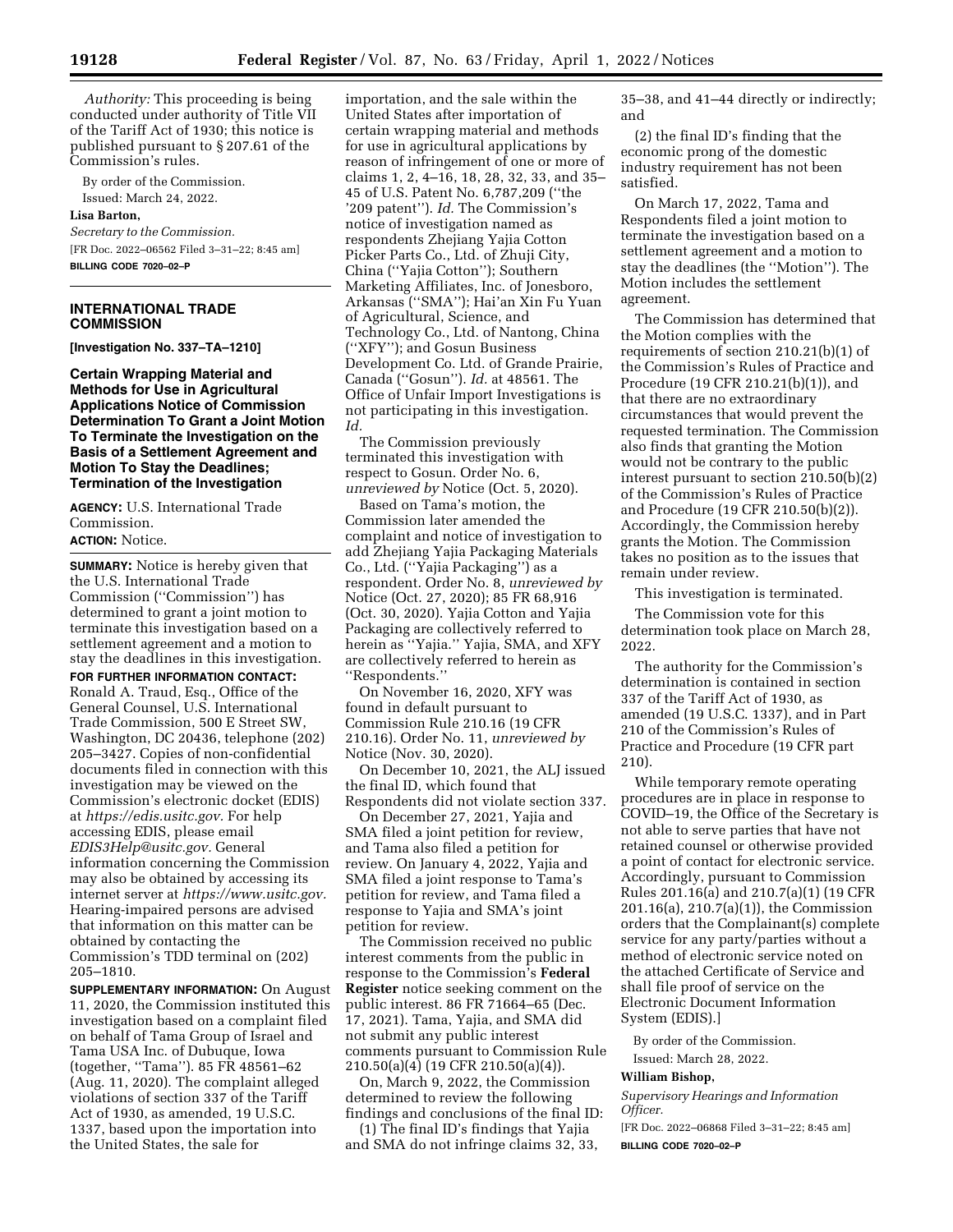*Authority:* This proceeding is being conducted under authority of Title VII of the Tariff Act of 1930; this notice is published pursuant to § 207.61 of the Commission's rules.

By order of the Commission.

Issued: March 24, 2022.

**Lisa Barton,**

*Secretary to the Commission.*

[FR Doc. 2022–06562 Filed 3–31–22; 8:45 am]

**BILLING CODE 7020–02–P**

---

## INTERNATIONAL TRADE COMMISSION

**[Investigation No. 337–TA–1210]**

## Certain Wrapping Material and Methods for Use in Agricultural Applications Notice of Commission Determination To Grant a Joint Motion To Terminate the Investigation on the Basis of a Settlement Agreement and Motion To Stay the Deadlines; Termination of the Investigation

**AGENCY:** U.S. International Trade Commission.

**ACTION:** Notice.

**SUMMARY:** Notice is hereby given that the U.S. International Trade Commission ("Commission") has determined to grant a joint motion to terminate this investigation based on a settlement agreement and a motion to stay the deadlines in this investigation.

**FOR FURTHER INFORMATION CONTACT:** Ronald A. Traud, Esq., Office of the General Counsel, U.S. International Trade Commission, 500 E Street SW, Washington, DC 20436, telephone (202) 205–3427. Copies of non-confidential documents filed in connection with this investigation may be viewed on the Commission's electronic docket (EDIS) at *https://edis.usitc.gov.* For help accessing EDIS, please email *EDIS3Help@usitc.gov.* General information concerning the Commission may also be obtained by accessing its internet server at *https://www.usitc.gov.* Hearing-impaired persons are advised that information on this matter can be obtained by contacting the Commission's TDD terminal on (202) 205–1810.

**SUPPLEMENTARY INFORMATION:** On August 11, 2020, the Commission instituted this investigation based on a complaint filed on behalf of Tama Group of Israel and Tama USA Inc. of Dubuque, Iowa (together, "Tama"). 85 FR 48561–62 (Aug. 11, 2020). The complaint alleged violations of section 337 of the Tariff Act of 1930, as amended, 19 U.S.C. 1337, based upon the importation into the United States, the sale for importation, and the sale within the United States after importation of certain wrapping material and methods for use in agricultural applications by reason of infringement of one or more of claims 1, 2, 4–16, 18, 28, 32, 33, and 35–45 of U.S. Patent No. 6,787,209 ("the '209 patent"). *Id.* The Commission's notice of investigation named as respondents Zhejiang Yajia Cotton Picker Parts Co., Ltd. of Zhuji City, China ("Yajia Cotton"); Southern Marketing Affiliates, Inc. of Jonesboro, Arkansas ("SMA"); Hai'an Xin Fu Yuan of Agricultural, Science, and Technology Co., Ltd. of Nantong, China ("XFY"); and Gosun Business Development Co. Ltd. of Grande Prairie, Canada ("Gosun"). *Id.* at 48561. The Office of Unfair Import Investigations is not participating in this investigation. *Id.*

The Commission previously terminated this investigation with respect to Gosun. Order No. 6, *unreviewed by* Notice (Oct. 5, 2020).

Based on Tama's motion, the Commission later amended the complaint and notice of investigation to add Zhejiang Yajia Packaging Materials Co., Ltd. ("Yajia Packaging") as a respondent. Order No. 8, *unreviewed by* Notice (Oct. 27, 2020); 85 FR 68,916 (Oct. 30, 2020). Yajia Cotton and Yajia Packaging are collectively referred to herein as "Yajia." Yajia, SMA, and XFY are collectively referred to herein as "Respondents."

On November 16, 2020, XFY was found in default pursuant to Commission Rule 210.16 (19 CFR 210.16). Order No. 11, *unreviewed by* Notice (Nov. 30, 2020).

On December 10, 2021, the ALJ issued the final ID, which found that Respondents did not violate section 337.

On December 27, 2021, Yajia and SMA filed a joint petition for review, and Tama also filed a petition for review. On January 4, 2022, Yajia and SMA filed a joint response to Tama's petition for review, and Tama filed a response to Yajia and SMA's joint petition for review.

The Commission received no public interest comments from the public in response to the Commission's **Federal Register** notice seeking comment on the public interest. 86 FR 71664–65 (Dec. 17, 2021). Tama, Yajia, and SMA did not submit any public interest comments pursuant to Commission Rule 210.50(a)(4) (19 CFR 210.50(a)(4)).

On, March 9, 2022, the Commission determined to review the following findings and conclusions of the final ID:

(1) The final ID's findings that Yajia and SMA do not infringe claims 32, 33, 35–38, and 41–44 directly or indirectly; and

(2) the final ID's finding that the economic prong of the domestic industry requirement has not been satisfied.

On March 17, 2022, Tama and Respondents filed a joint motion to terminate the investigation based on a settlement agreement and a motion to stay the deadlines (the "Motion"). The Motion includes the settlement agreement.

The Commission has determined that the Motion complies with the requirements of section 210.21(b)(1) of the Commission's Rules of Practice and Procedure (19 CFR 210.21(b)(1)), and that there are no extraordinary circumstances that would prevent the requested termination. The Commission also finds that granting the Motion would not be contrary to the public interest pursuant to section 210.50(b)(2) of the Commission's Rules of Practice and Procedure (19 CFR 210.50(b)(2)). Accordingly, the Commission hereby grants the Motion. The Commission takes no position as to the issues that remain under review.

This investigation is terminated.

The Commission vote for this determination took place on March 28, 2022.

The authority for the Commission's determination is contained in section 337 of the Tariff Act of 1930, as amended (19 U.S.C. 1337), and in Part 210 of the Commission's Rules of Practice and Procedure (19 CFR part 210).

While temporary remote operating procedures are in place in response to COVID–19, the Office of the Secretary is not able to serve parties that have not retained counsel or otherwise provided a point of contact for electronic service. Accordingly, pursuant to Commission Rules 201.16(a) and 210.7(a)(1) (19 CFR 201.16(a), 210.7(a)(1)), the Commission orders that the Complainant(s) complete service for any party/parties without a method of electronic service noted on the attached Certificate of Service and shall file proof of service on the Electronic Document Information System (EDIS).]

By order of the Commission.

Issued: March 28, 2022.

**William Bishop,**

*Supervisory Hearings and Information Officer.*

[FR Doc. 2022–06868 Filed 3–31–22; 8:45 am]

**BILLING CODE 7020–02–P**